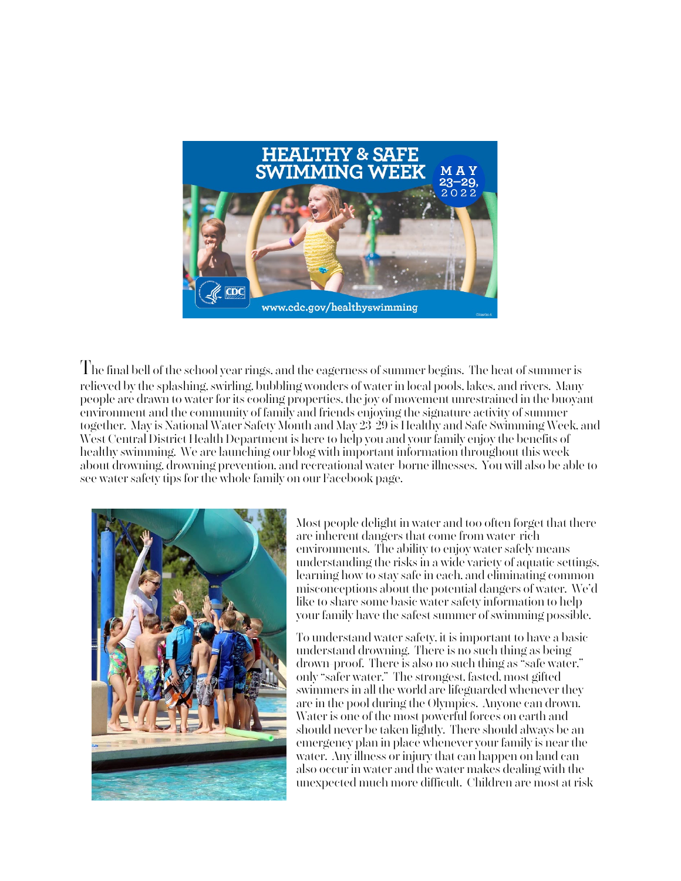The final bell of the school year rings, and the eagerness of summer begins. The heat of summer is relieved by the splashing, swirling, bubbling wonders of water in local pools, lakes, and rivers. Many people are drawn to water for its cooling properties, the joy of movement unrestrained in the buoyant environment and the community of family and friends enjoying the signature activity of summer together. May is National Water Safety Month and May 23-29 is Healthy and Safe Swimming Week, and West Central District Health Department is here to help you and your family enjoy the benefits of healthy swimming. We are launching our blog with important information throughout this week about drowning, drowning prevention, and recreational water borne illnesses. You will also be able to see water safety tips for the whole family on our Facebook page.

Most people delight in water and too often forget that there are inherent dangers that come from water rich environments. The ability to enjoy water safely means understanding the risks in a wide variety of aquatic settings, learning how to stay safe in each, and eliminating common misconceptions about the potential dangers of water. We'd like to share some basic water safety information to help your family have the safest summer of swimming possible.

To understand water safety, it is important to have a basic understand drowning. There is no such thing as being drown proof. There is also no such thing as "safe water," only "safer water." The strongest, fasted, most gifted swimmers in all the world are lifeguarded whenever they are in the pool during the Olympics. Anyone can drown. Water is one of the most powerful forces on earth and should never be taken lightly. There should always be an emergency plan in place whenever your family is near the water. Any illness or injury that can happen on land can also occur in water and the water makes dealing with the unexpected much more difficult. Children are most at risk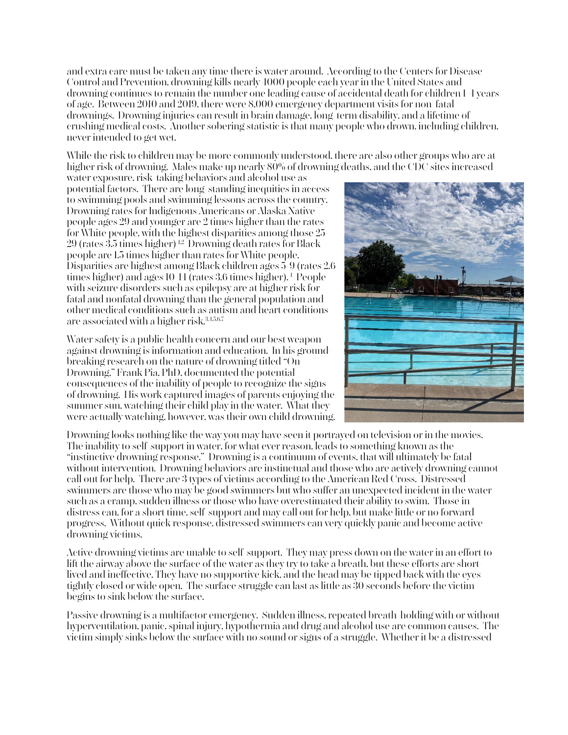and extra care must be taken any time there is water around. According to the Centers for Disease Control and Prevention, drowning kills nearly 4000 people each year in the United States and drowning continues to remain the number one leading cause of accidental death for children 1-4 years of age. Between 2010 and 2019, there were 8,000 emergency department visits for non-fatal drownings. Drowning injuries can result in brain damage, long-term disability, and a lifetime of crushing medical costs. Another sobering statistic is that many people who drown, including children, never intended to get wet.

While the risk to children may be more commonly understood, there are also other groups who are at higher risk of drowning. Males make up nearly 80% of drowning deaths, and the CDC sites increased water exposure, risk-taking behaviors and alcohol use as potential factors. There are long-standing inequities in access to swimming pools and swimming lessons across the country. Drowning rates for Indigenous Americans or Alaska Native people ages 29 and younger are 2 times higher than the rates for White people, with the highest disparities among those 25-29 (rates 3.5 times higher).[1,2] Drowning death rates for Black people are 1.5 times higher than rates for White people. Disparities are highest among Black children ages 5-9 (rates 2.6 times higher) and ages 10-14 (rates 3.6 times higher).[1] People with seizure disorders such as epilepsy are at higher risk for fatal and nonfatal drowning than the general population and other medical conditions such as autism and heart conditions are associated with a higher risk.[3,4,5,6,7]

Water safety is a public health concern and our best weapon against drowning is information and education. In his ground-breaking research on the nature of drowning titled "On Drowning," Frank Pia, PhD, documented the potential consequences of the inability of people to recognize the signs of drowning. His work captured images of parents enjoying the summer sun, watching their child play in the water. What they were actually watching, however, was their own child drowning.

Drowning looks nothing like the way you may have seen it portrayed on television or in the movies. The inability to self-support in water, for what ever reason, leads to something known as the "instinctive drowning response." Drowning is a continuum of events, that will ultimately be fatal without intervention. Drowning behaviors are instinctual and those who are actively drowning cannot call out for help. There are 3 types of victims according to the American Red Cross. Distressed swimmers are those who may be good swimmers but who suffer an unexpected incident in the water such as a cramp, sudden illness or those who have overestimated their ability to swim. Those in distress can, for a short time, self-support and may call out for help, but make little or no forward progress. Without quick response, distressed swimmers can very quickly panic and become active drowning victims.

Active drowning victims are unable to self-support. They may press down on the water in an effort to lift the airway above the surface of the water as they try to take a breath, but these efforts are short-lived and ineffective. They have no supportive kick, and the head may be tipped back with the eyes tightly closed or wide open. The surface struggle can last as little as 30 seconds before the victim begins to sink below the surface.

Passive drowning is a multifactor emergency. Sudden illness, repeated breath-holding with or without hyperventilation, panic, spinal injury, hypothermia and drug and alcohol use are common causes. The victim simply sinks below the surface with no sound or signs of a struggle. Whether it be a distressed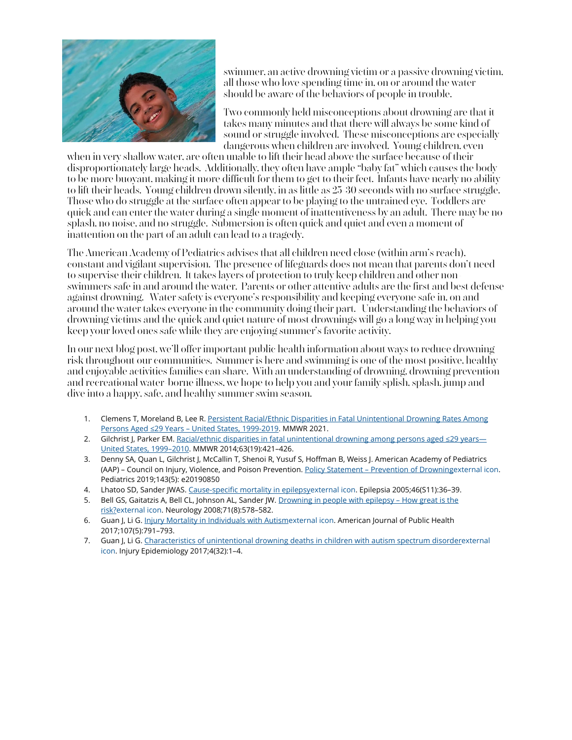swimmer, an active drowning victim or a passive drowning victim, all those who love spending time in, on or around the water should be aware of the behaviors of people in trouble.

Two commonly held misconceptions about drowning are that it takes many minutes and that there will always be some kind of sound or struggle involved. These misconceptions are especially dangerous when children are involved. Young children, even when in very shallow water, are often unable to lift their head above the surface because of their disproportionately large heads. Additionally, they often have ample "baby fat" which causes the body to be more buoyant, making it more difficult for them to get to their feet. Infants have nearly no ability to lift their heads. Young children drown silently, in as little as 25-30 seconds with no surface struggle. Those who do struggle at the surface often appear to be playing to the untrained eye. Toddlers are quick and can enter the water during a single moment of inattentiveness by an adult. There may be no splash, no noise, and no struggle. Submersion is often quick and quiet and even a moment of inattention on the part of an adult can lead to a tragedy.

The American Academy of Pediatrics advises that all children need close (within arm's reach), constant and vigilant supervision. The presence of lifeguards does not mean that parents don't need to supervise their children. It takes layers of protection to truly keep children and other non swimmers safe in and around the water. Parents or other attentive adults are the first and best defense against drowning. Water safety is everyone's responsibility and keeping everyone safe in, on and around the water takes everyone in the community doing their part. Understanding the behaviors of drowning victims and the quick and quiet nature of most drownings will go a long way in helping you keep your loved ones safe while they are enjoying summer's favorite activity.

In our next blog post, we'll offer important public health information about ways to reduce drowning risk throughout our communities. Summer is here and swimming is one of the most positive, healthy and enjoyable activities families can share. With an understanding of drowning, drowning prevention and recreational water borne illness, we hope to help you and your family splish, splash, jump and dive into a happy, safe, and healthy summer swim season.

1. Clemens T, Moreland B, Lee R. Persistent Racial/Ethnic Disparities in Fatal Unintentional Drowning Rates Among Persons Aged ≤29 Years – United States, 1999-2019. MMWR 2021.
2. Gilchrist J, Parker EM. Racial/ethnic disparities in fatal unintentional drowning among persons aged ≤29 years—United States, 1999–2010. MMWR 2014;63(19):421–426.
3. Denny SA, Quan L, Gilchrist J, McCallin T, Shenoi R, Yusuf S, Hoffman B, Weiss J. American Academy of Pediatrics (AAP) – Council on Injury, Violence, and Poison Prevention. Policy Statement – Prevention of Drowningexternal icon. Pediatrics 2019;143(5): e20190850
4. Lhatoo SD, Sander JWAS. Cause-specific mortality in epilepsyexternal icon. Epilepsia 2005;46(S11):36–39.
5. Bell GS, Gaitatzis A, Bell CL, Johnson AL, Sander JW. Drowning in people with epilepsy – How great is the risk?external icon. Neurology 2008;71(8):578–582.
6. Guan J, Li G. Injury Mortality in Individuals with Autismexternal icon. American Journal of Public Health 2017;107(5):791–793.
7. Guan J, Li G. Characteristics of unintentional drowning deaths in children with autism spectrum disorderexternal icon. Injury Epidemiology 2017;4(32):1–4.